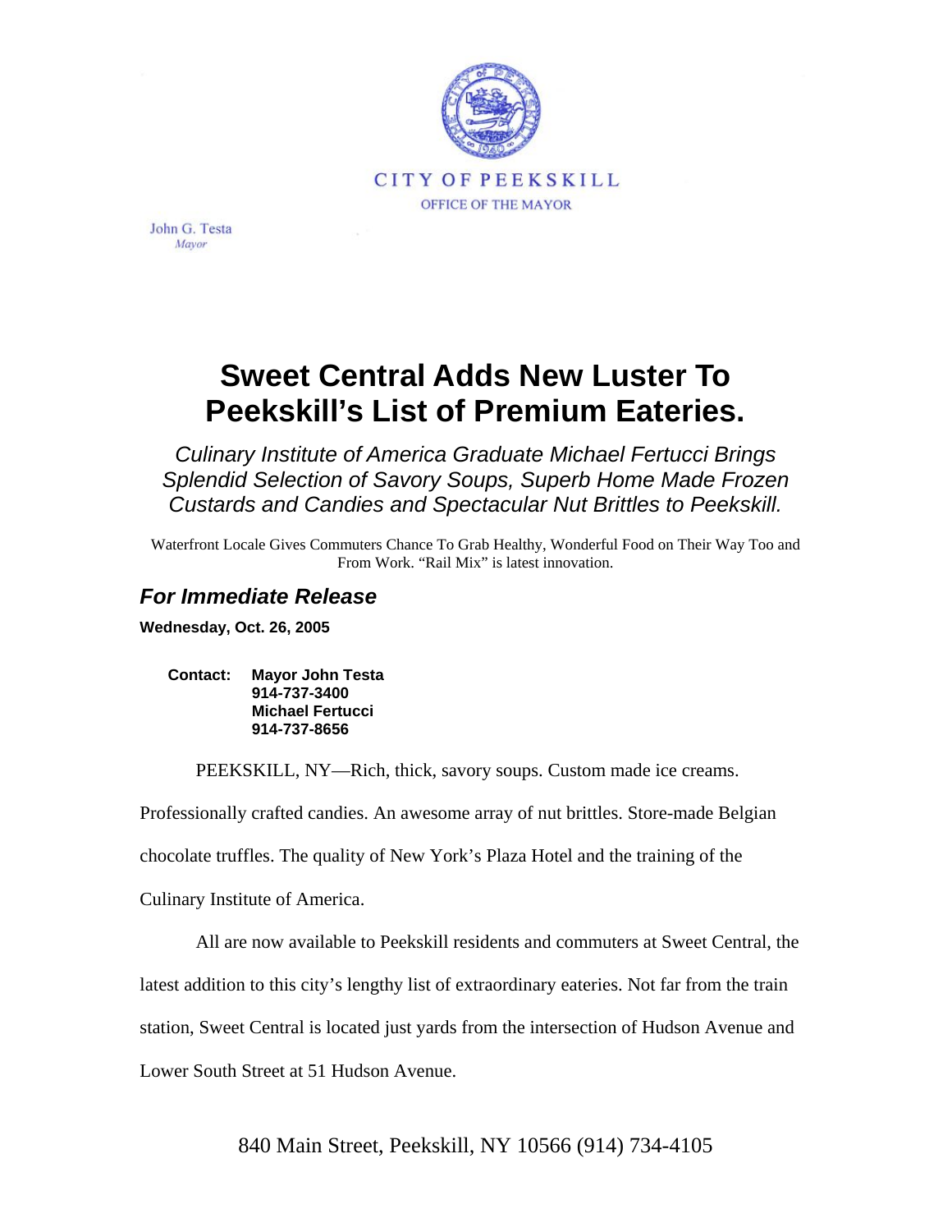CITY OF PEEKSKILL

OFFICE OF THE MAYOR

John G. Testa
*Mayor*

# Sweet Central Adds New Luster To Peekskill's List of Premium Eateries.

*Culinary Institute of America Graduate Michael Fertucci Brings Splendid Selection of Savory Soups, Superb Home Made Frozen Custards and Candies and Spectacular Nut Brittles to Peekskill.*

Waterfront Locale Gives Commuters Chance To Grab Healthy, Wonderful Food on Their Way Too and From Work. "Rail Mix" is latest innovation.

## *For Immediate Release*

**Wednesday, Oct. 26, 2005**

**Contact:** **Mayor John Testa**
**914-737-3400**
**Michael Fertucci**
**914-737-8656**

PEEKSKILL, NY—Rich, thick, savory soups. Custom made ice creams. Professionally crafted candies. An awesome array of nut brittles. Store-made Belgian chocolate truffles. The quality of New York's Plaza Hotel and the training of the Culinary Institute of America.

All are now available to Peekskill residents and commuters at Sweet Central, the latest addition to this city's lengthy list of extraordinary eateries. Not far from the train station, Sweet Central is located just yards from the intersection of Hudson Avenue and Lower South Street at 51 Hudson Avenue.

840 Main Street, Peekskill, NY 10566 (914) 734-4105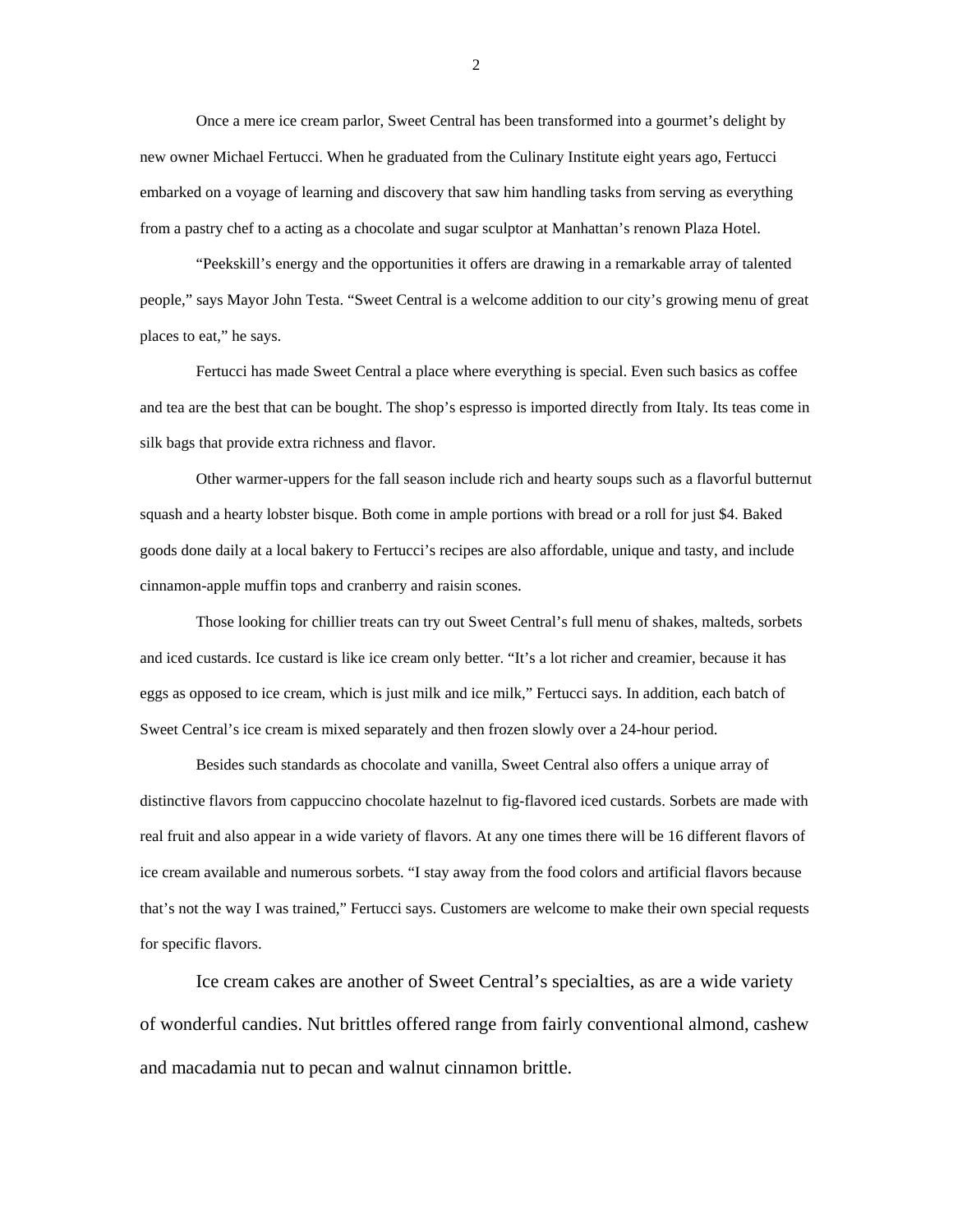Once a mere ice cream parlor, Sweet Central has been transformed into a gourmet's delight by new owner Michael Fertucci. When he graduated from the Culinary Institute eight years ago, Fertucci embarked on a voyage of learning and discovery that saw him handling tasks from serving as everything from a pastry chef to a acting as a chocolate and sugar sculptor at Manhattan's renown Plaza Hotel.

"Peekskill's energy and the opportunities it offers are drawing in a remarkable array of talented people," says Mayor John Testa. "Sweet Central is a welcome addition to our city's growing menu of great places to eat," he says.

Fertucci has made Sweet Central a place where everything is special. Even such basics as coffee and tea are the best that can be bought. The shop's espresso is imported directly from Italy. Its teas come in silk bags that provide extra richness and flavor.

Other warmer-uppers for the fall season include rich and hearty soups such as a flavorful butternut squash and a hearty lobster bisque. Both come in ample portions with bread or a roll for just $4. Baked goods done daily at a local bakery to Fertucci's recipes are also affordable, unique and tasty, and include cinnamon-apple muffin tops and cranberry and raisin scones.

Those looking for chillier treats can try out Sweet Central's full menu of shakes, malteds, sorbets and iced custards. Ice custard is like ice cream only better. "It's a lot richer and creamier, because it has eggs as opposed to ice cream, which is just milk and ice milk," Fertucci says. In addition, each batch of Sweet Central's ice cream is mixed separately and then frozen slowly over a 24-hour period.

Besides such standards as chocolate and vanilla, Sweet Central also offers a unique array of distinctive flavors from cappuccino chocolate hazelnut to fig-flavored iced custards. Sorbets are made with real fruit and also appear in a wide variety of flavors. At any one times there will be 16 different flavors of ice cream available and numerous sorbets. "I stay away from the food colors and artificial flavors because that's not the way I was trained," Fertucci says. Customers are welcome to make their own special requests for specific flavors.

Ice cream cakes are another of Sweet Central's specialties, as are a wide variety of wonderful candies. Nut brittles offered range from fairly conventional almond, cashew and macadamia nut to pecan and walnut cinnamon brittle.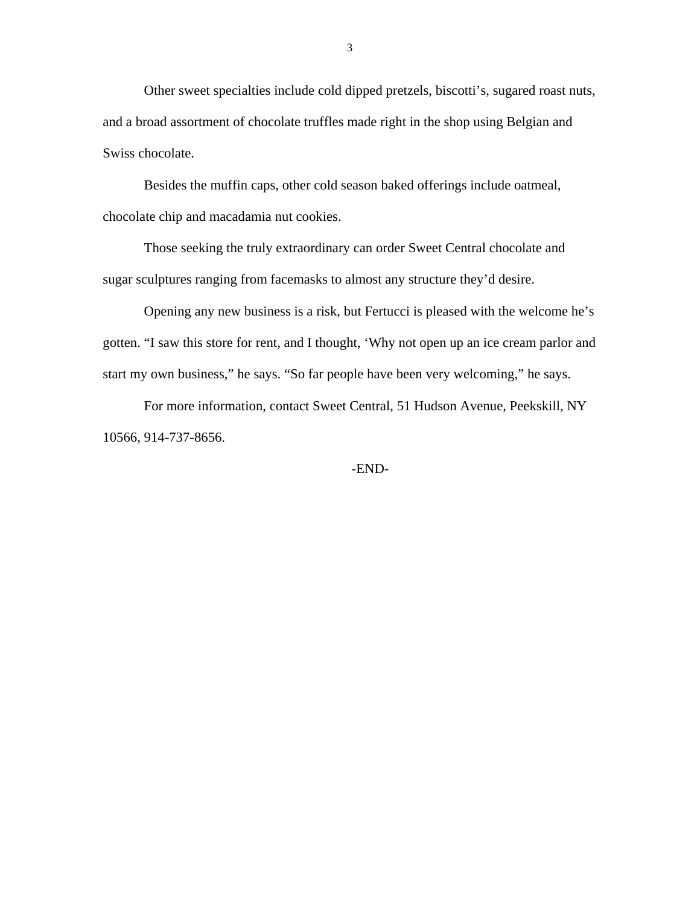Other sweet specialties include cold dipped pretzels, biscotti's, sugared roast nuts, and a broad assortment of chocolate truffles made right in the shop using Belgian and Swiss chocolate.

Besides the muffin caps, other cold season baked offerings include oatmeal, chocolate chip and macadamia nut cookies.

Those seeking the truly extraordinary can order Sweet Central chocolate and sugar sculptures ranging from facemasks to almost any structure they'd desire.

Opening any new business is a risk, but Fertucci is pleased with the welcome he's gotten. "I saw this store for rent, and I thought, 'Why not open up an ice cream parlor and start my own business," he says. "So far people have been very welcoming," he says.

For more information, contact Sweet Central, 51 Hudson Avenue, Peekskill, NY 10566, 914-737-8656.

-END-